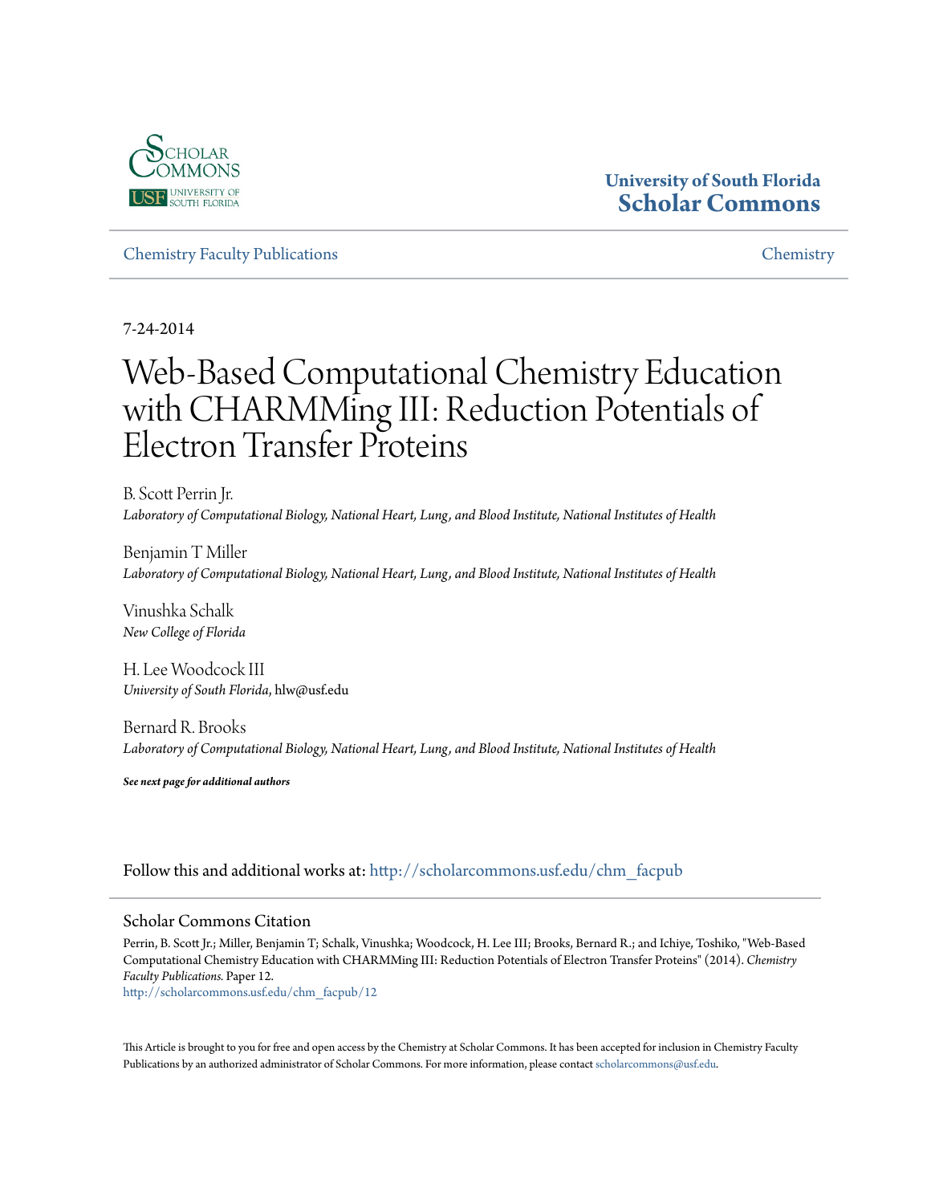University of South Florida
Scholar Commons

Chemistry Faculty Publications | Chemistry

7-24-2014

# Web-Based Computational Chemistry Education with CHARMMing III: Reduction Potentials of Electron Transfer Proteins

B. Scott Perrin Jr.
*Laboratory of Computational Biology, National Heart, Lung, and Blood Institute, National Institutes of Health*

Benjamin T Miller
*Laboratory of Computational Biology, National Heart, Lung, and Blood Institute, National Institutes of Health*

Vinushka Schalk
*New College of Florida*

H. Lee Woodcock III
*University of South Florida*, hlw@usf.edu

Bernard R. Brooks
*Laboratory of Computational Biology, National Heart, Lung, and Blood Institute, National Institutes of Health*

***See next page for additional authors***

Follow this and additional works at: http://scholarcommons.usf.edu/chm_facpub

## Scholar Commons Citation

Perrin, B. Scott Jr.; Miller, Benjamin T; Schalk, Vinushka; Woodcock, H. Lee III; Brooks, Bernard R.; and Ichiye, Toshiko, "Web-Based Computational Chemistry Education with CHARMMing III: Reduction Potentials of Electron Transfer Proteins" (2014). *Chemistry Faculty Publications.* Paper 12.
http://scholarcommons.usf.edu/chm_facpub/12

This Article is brought to you for free and open access by the Chemistry at Scholar Commons. It has been accepted for inclusion in Chemistry Faculty Publications by an authorized administrator of Scholar Commons. For more information, please contact scholarcommons@usf.edu.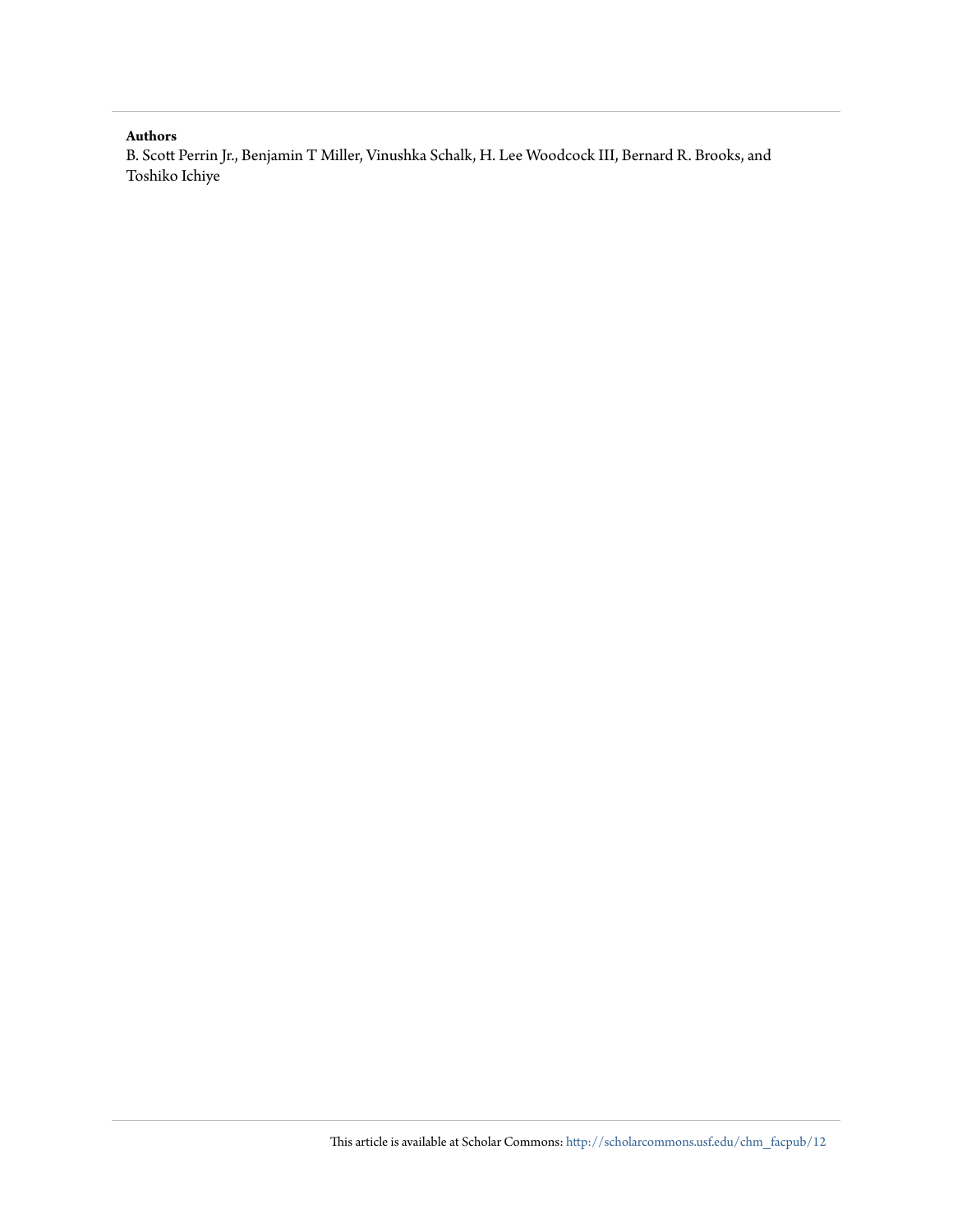**Authors**

B. Scott Perrin Jr., Benjamin T Miller, Vinushka Schalk, H. Lee Woodcock III, Bernard R. Brooks, and Toshiko Ichiye

This article is available at Scholar Commons: http://scholarcommons.usf.edu/chm_facpub/12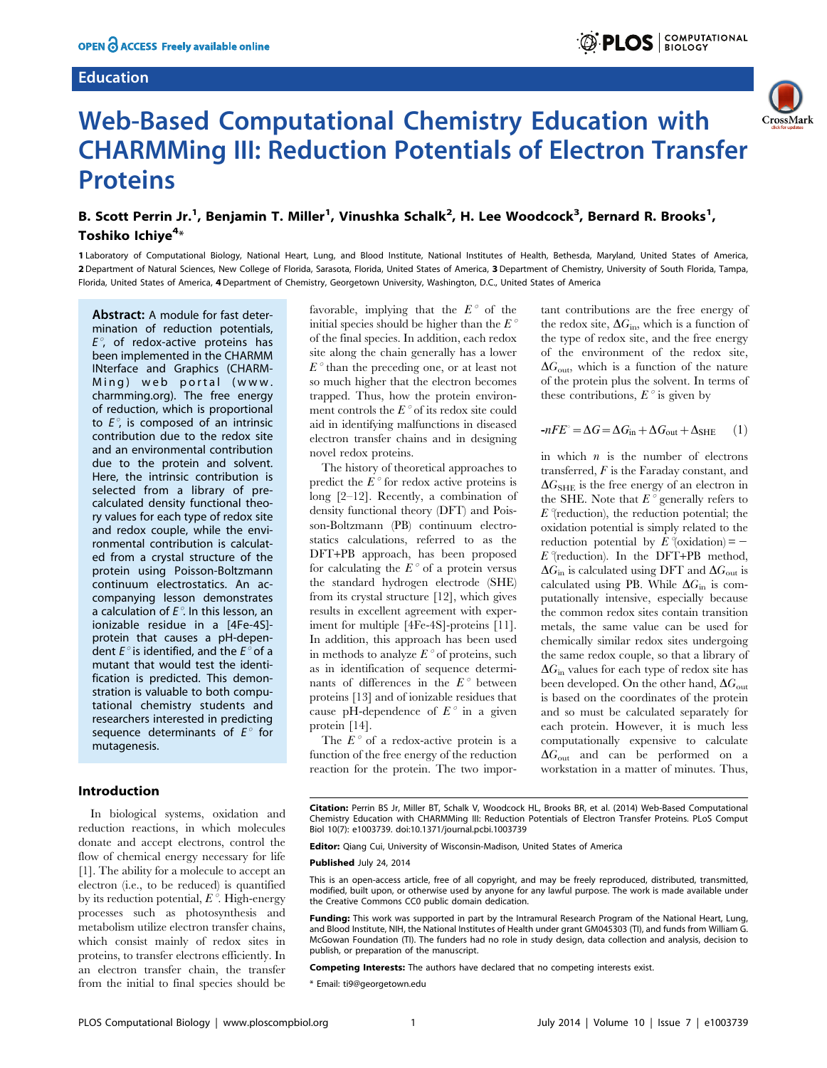# Web-Based Computational Chemistry Education with CHARMMing III: Reduction Potentials of Electron Transfer Proteins

**B. Scott Perrin Jr.[1], Benjamin T. Miller[1], Vinushka Schalk[2], H. Lee Woodcock[3], Bernard R. Brooks[1], Toshiko Ichiye[4]***

1 Laboratory of Computational Biology, National Heart, Lung, and Blood Institute, National Institutes of Health, Bethesda, Maryland, United States of America, 2 Department of Natural Sciences, New College of Florida, Sarasota, Florida, United States of America, 3 Department of Chemistry, University of South Florida, Tampa, Florida, United States of America, 4 Department of Chemistry, Georgetown University, Washington, D.C., United States of America

**Abstract:** A module for fast determination of reduction potentials, $E^\circ$, of redox-active proteins has been implemented in the CHARMM INterface and Graphics (CHARMMing) web portal (www.charmming.org). The free energy of reduction, which is proportional to $E^\circ$, is composed of an intrinsic contribution due to the redox site and an environmental contribution due to the protein and solvent. Here, the intrinsic contribution is selected from a library of pre-calculated density functional theory values for each type of redox site and redox couple, while the environmental contribution is calculated from a crystal structure of the protein using Poisson-Boltzmann continuum electrostatics. An accompanying lesson demonstrates a calculation of $E^\circ$. In this lesson, an ionizable residue in a [4Fe-4S]-protein that causes a pH-dependent $E^\circ$ is identified, and the $E^\circ$ of a mutant that would test the identification is predicted. This demonstration is valuable to both computational chemistry students and researchers interested in predicting sequence determinants of $E^\circ$ for mutagenesis.

## Introduction

In biological systems, oxidation and reduction reactions, in which molecules donate and accept electrons, control the flow of chemical energy necessary for life [1]. The ability for a molecule to accept an electron (i.e., to be reduced) is quantified by its reduction potential, $E^\circ$. High-energy processes such as photosynthesis and metabolism utilize electron transfer chains, which consist mainly of redox sites in proteins, to transfer electrons efficiently. In an electron transfer chain, the transfer from the initial to final species should be favorable, implying that the $E^\circ$ of the initial species should be higher than the $E^\circ$ of the final species. In addition, each redox site along the chain generally has a lower $E^\circ$ than the preceding one, or at least not so much higher that the electron becomes trapped. Thus, how the protein environment controls the $E^\circ$ of its redox site could aid in identifying malfunctions in diseased electron transfer chains and in designing novel redox proteins.

The history of theoretical approaches to predict the $E^\circ$ for redox active proteins is long [2–12]. Recently, a combination of density functional theory (DFT) and Poisson-Boltzmann (PB) continuum electrostatics calculations, referred to as the DFT+PB approach, has been proposed for calculating the $E^\circ$ of a protein versus the standard hydrogen electrode (SHE) from its crystal structure [12], which gives results in excellent agreement with experiment for multiple [4Fe-4S]-proteins [11]. In addition, this approach has been used in methods to analyze $E^\circ$ of proteins, such as in identification of sequence determinants of differences in the $E^\circ$ between proteins [13] and of ionizable residues that cause pH-dependence of $E^\circ$ in a given protein [14].

The $E^\circ$ of a redox-active protein is a function of the free energy of the reduction reaction for the protein. The two important contributions are the free energy of the redox site, $\Delta G_{\rm in}$, which is a function of the type of redox site, and the free energy of the environment of the redox site, $\Delta G_{\rm out}$, which is a function of the nature of the protein plus the solvent. In terms of these contributions, $E^\circ$ is given by

$$-nFE^\circ = \Delta G = \Delta G_{\rm in} + \Delta G_{\rm out} + \Delta_{\rm SHE} \quad (1)$$

in which $n$ is the number of electrons transferred, $F$ is the Faraday constant, and $\Delta G_{\rm SHE}$ is the free energy of an electron in the SHE. Note that $E^\circ$ generally refers to $E^\circ$(reduction), the reduction potential; the oxidation potential is simply related to the reduction potential by $E^\circ$(oxidation) = $-E^\circ$(reduction). In the DFT+PB method, $\Delta G_{\rm in}$ is calculated using DFT and $\Delta G_{\rm out}$ is calculated using PB. While $\Delta G_{\rm in}$ is computationally intensive, especially because the common redox sites contain transition metals, the same value can be used for chemically similar redox sites undergoing the same redox couple, so that a library of $\Delta G_{\rm in}$ values for each type of redox site has been developed. On the other hand, $\Delta G_{\rm out}$ is based on the coordinates of the protein and so must be calculated separately for each protein. However, it is much less computationally expensive to calculate $\Delta G_{\rm out}$ and can be performed on a workstation in a matter of minutes. Thus,

**Citation:** Perrin BS Jr, Miller BT, Schalk V, Woodcock HL, Brooks BR, et al. (2014) Web-Based Computational Chemistry Education with CHARMMing III: Reduction Potentials of Electron Transfer Proteins. PLoS Comput Biol 10(7): e1003739. doi:10.1371/journal.pcbi.1003739

**Editor:** Qiang Cui, University of Wisconsin-Madison, United States of America

**Published** July 24, 2014

This is an open-access article, free of all copyright, and may be freely reproduced, distributed, transmitted, modified, built upon, or otherwise used by anyone for any lawful purpose. The work is made available under the Creative Commons CC0 public domain dedication.

**Funding:** This work was supported in part by the Intramural Research Program of the National Heart, Lung, and Blood Institute, NIH, the National Institutes of Health under grant GM045303 (TI), and funds from William G. McGowan Foundation (TI). The funders had no role in study design, data collection and analysis, decision to publish, or preparation of the manuscript.

**Competing Interests:** The authors have declared that no competing interests exist.

* Email: ti9@georgetown.edu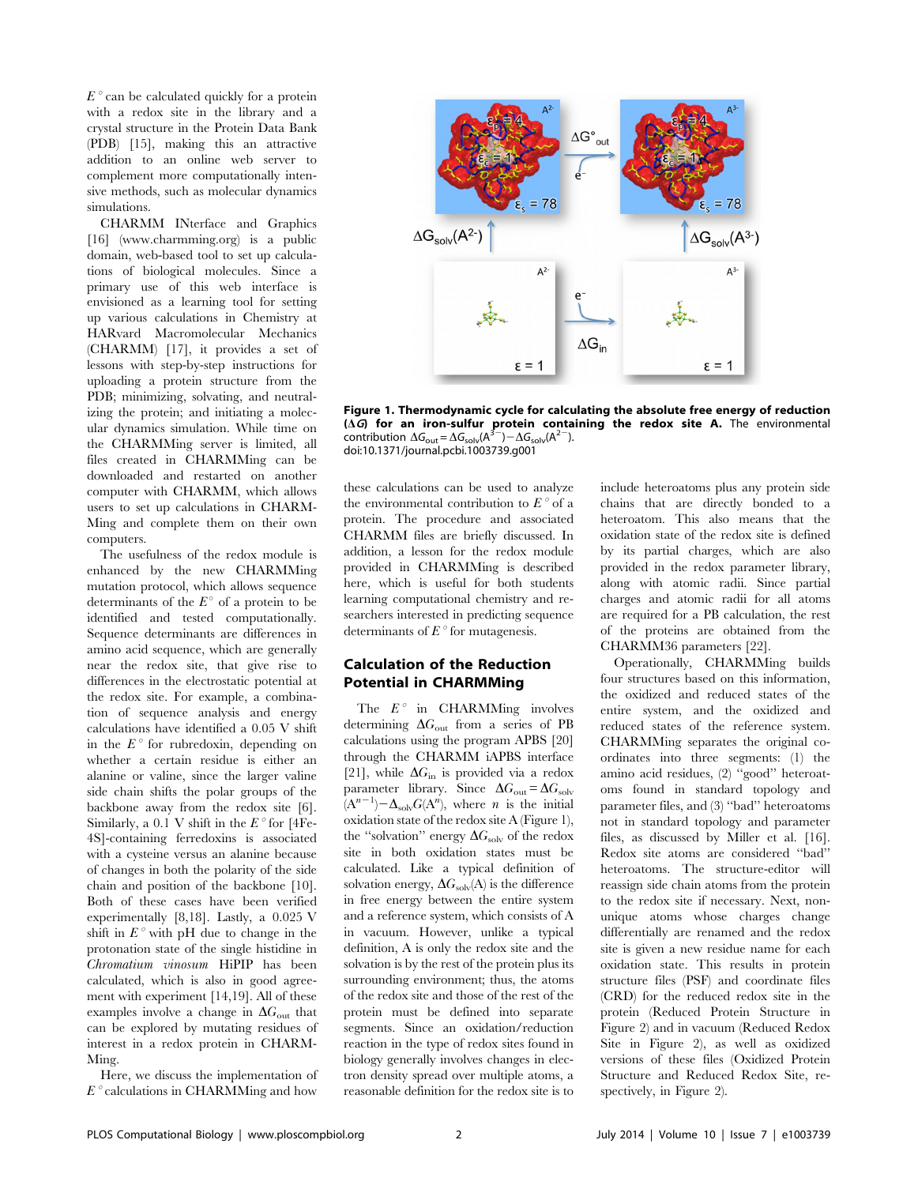$E^\circ$ can be calculated quickly for a protein with a redox site in the library and a crystal structure in the Protein Data Bank (PDB) [15], making this an attractive addition to an online web server to complement more computationally intensive methods, such as molecular dynamics simulations.

CHARMM INterface and Graphics [16] (www.charmming.org) is a public domain, web-based tool to set up calculations of biological molecules. Since a primary use of this web interface is envisioned as a learning tool for setting up various calculations in Chemistry at HARvard Macromolecular Mechanics (CHARMM) [17], it provides a set of lessons with step-by-step instructions for uploading a protein structure from the PDB; minimizing, solvating, and neutralizing the protein; and initiating a molecular dynamics simulation. While time on the CHARMMing server is limited, all files created in CHARMMing can be downloaded and restarted on another computer with CHARMM, which allows users to set up calculations in CHARMMing and complete them on their own computers.

The usefulness of the redox module is enhanced by the new CHARMMing mutation protocol, which allows sequence determinants of the $E^\circ$ of a protein to be identified and tested computationally. Sequence determinants are differences in amino acid sequence, which are generally near the redox site, that give rise to differences in the electrostatic potential at the redox site. For example, a combination of sequence analysis and energy calculations have identified a 0.05 V shift in the $E^\circ$ for rubredoxin, depending on whether a certain residue is either an alanine or valine, since the larger valine side chain shifts the polar groups of the backbone away from the redox site [6]. Similarly, a 0.1 V shift in the $E^\circ$ for [4Fe-4S]-containing ferredoxins is associated with a cysteine versus an alanine because of changes in both the polarity of the side chain and position of the backbone [10]. Both of these cases have been verified experimentally [8,18]. Lastly, a 0.025 V shift in $E^\circ$ with pH due to change in the protonation state of the single histidine in *Chromatium vinosum* HiPIP has been calculated, which is also in good agreement with experiment [14,19]. All of these examples involve a change in $\Delta G_{out}$ that can be explored by mutating residues of interest in a redox protein in CHARMMing.

Here, we discuss the implementation of $E^\circ$ calculations in CHARMMing and how these calculations can be used to analyze the environmental contribution to $E^\circ$ of a protein. The procedure and associated CHARMM files are briefly discussed. In addition, a lesson for the redox module provided in CHARMMing is described here, which is useful for both students learning computational chemistry and researchers interested in predicting sequence determinants of $E^\circ$ for mutagenesis.

**Figure 1. Thermodynamic cycle for calculating the absolute free energy of reduction ($\Delta G$) for an iron-sulfur protein containing the redox site A.** The environmental contribution $\Delta G_{out} = \Delta G_{solv}(A^{3-}) - \Delta G_{solv}(A^{2-})$.
doi:10.1371/journal.pcbi.1003739.g001

## Calculation of the Reduction Potential in CHARMMing

The $E^\circ$ in CHARMMing involves determining $\Delta G_{out}$ from a series of PB calculations using the program APBS [20] through the CHARMM iAPBS interface [21], while $\Delta G_{in}$ is provided via a redox parameter library. Since $\Delta G_{out} = \Delta G_{solv}(A^{n-1}) - \Delta_{solv}G(A^n)$, where $n$ is the initial oxidation state of the redox site A (Figure 1), the "solvation" energy $\Delta G_{solv}$ of the redox site in both oxidation states must be calculated. Like a typical definition of solvation energy, $\Delta G_{solv}(A)$ is the difference in free energy between the entire system and a reference system, which consists of A in vacuum. However, unlike a typical definition, A is only the redox site and the solvation is by the rest of the protein plus its surrounding environment; thus, the atoms of the redox site and those of the rest of the protein must be defined into separate segments. Since an oxidation/reduction reaction in the type of redox sites found in biology generally involves changes in electron density spread over multiple atoms, a reasonable definition for the redox site is to include heteroatoms plus any protein side chains that are directly bonded to a heteroatom. This also means that the oxidation state of the redox site is defined by its partial charges, which are also provided in the redox parameter library, along with atomic radii. Since partial charges and atomic radii for all atoms are required for a PB calculation, the rest of the proteins are obtained from the CHARMM36 parameters [22].

Operationally, CHARMMing builds four structures based on this information, the oxidized and reduced states of the entire system, and the oxidized and reduced states of the reference system. CHARMMing separates the original coordinates into three segments: (1) the amino acid residues, (2) "good" heteroatoms found in standard topology and parameter files, and (3) "bad" heteroatoms not in standard topology and parameter files, as discussed by Miller et al. [16]. Redox site atoms are considered "bad" heteroatoms. The structure-editor will reassign side chain atoms from the protein to the redox site if necessary. Next, non-unique atoms whose charges change differentially are renamed and the redox site is given a new residue name for each oxidation state. This results in protein structure files (PSF) and coordinate files (CRD) for the reduced redox site in the protein (Reduced Protein Structure in Figure 2) and in vacuum (Reduced Redox Site in Figure 2), as well as oxidized versions of these files (Oxidized Protein Structure and Reduced Redox Site, respectively, in Figure 2).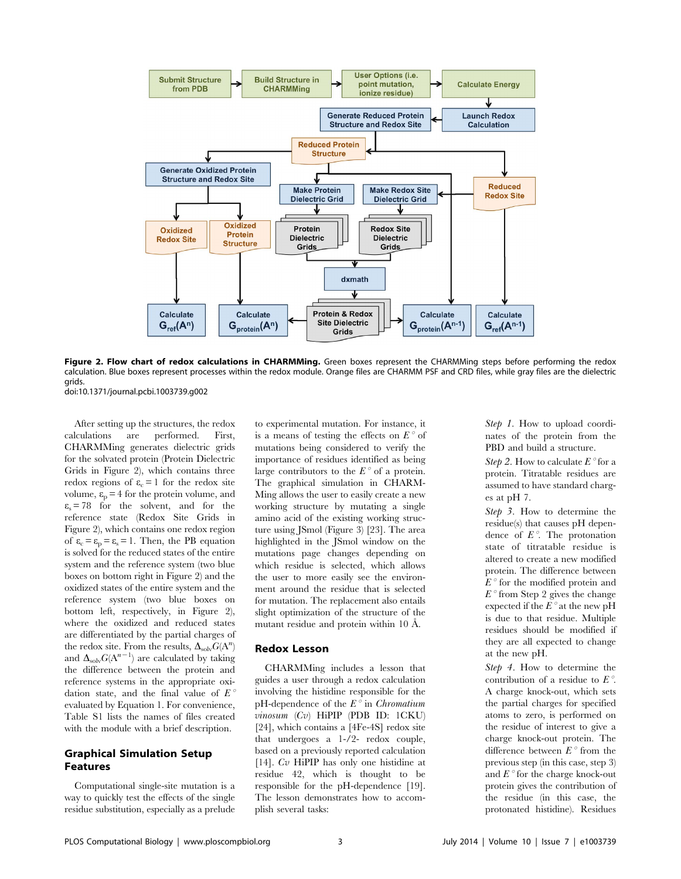**Figure 2. Flow chart of redox calculations in CHARMMing.** Green boxes represent the CHARMMing steps before performing the redox calculation. Blue boxes represent processes within the redox module. Orange files are CHARMM PSF and CRD files, while gray files are the dielectric grids.
doi:10.1371/journal.pcbi.1003739.g002

After setting up the structures, the redox calculations are performed. First, CHARMMing generates dielectric grids for the solvated protein (Protein Dielectric Grids in Figure 2), which contains three redox regions of $\varepsilon_c = 1$ for the redox site volume, $\varepsilon_p = 4$ for the protein volume, and $\varepsilon_s = 78$ for the solvent, and for the reference state (Redox Site Grids in Figure 2), which contains one redox region of $\varepsilon_c = \varepsilon_p = \varepsilon_s = 1$. Then, the PB equation is solved for the reduced states of the entire system and the reference system (two blue boxes on bottom right in Figure 2) and the oxidized states of the entire system and the reference system (two blue boxes on bottom left, respectively, in Figure 2), where the oxidized and reduced states are differentiated by the partial charges of the redox site. From the results, $\Delta_{solv}G(A^n)$ and $\Delta_{solv}G(A^{n-1})$ are calculated by taking the difference between the protein and reference systems in the appropriate oxidation state, and the final value of $E^\circ$ evaluated by Equation 1. For convenience, Table S1 lists the names of files created with the module with a brief description.

## Graphical Simulation Setup Features

Computational single-site mutation is a way to quickly test the effects of the single residue substitution, especially as a prelude to experimental mutation. For instance, it is a means of testing the effects on $E^\circ$ of mutations being considered to verify the importance of residues identified as being large contributors to the $E^\circ$ of a protein. The graphical simulation in CHARMMing allows the user to easily create a new working structure by mutating a single amino acid of the existing working structure using JSmol (Figure 3) [23]. The area highlighted in the JSmol window on the mutations page changes depending on which residue is selected, which allows the user to more easily see the environment around the residue that is selected for mutation. The replacement also entails slight optimization of the structure of the mutant residue and protein within 10 Å.

## Redox Lesson

CHARMMing includes a lesson that guides a user through a redox calculation involving the histidine responsible for the pH-dependence of the $E^\circ$ in *Chromatium vinosum* (*Cv*) HiPIP (PDB ID: 1CKU) [24], which contains a [4Fe-4S] redox site that undergoes a 1-/2- redox couple, based on a previously reported calculation [14]. *Cv* HiPIP has only one histidine at residue 42, which is thought to be responsible for the pH-dependence [19]. The lesson demonstrates how to accomplish several tasks:

*Step 1*. How to upload coordinates of the protein from the PBD and build a structure.

*Step 2*. How to calculate $E^\circ$ for a protein. Titratable residues are assumed to have standard charges at pH 7.

*Step 3*. How to determine the residue(s) that causes pH dependence of $E^\circ$. The protonation state of titratable residue is altered to create a new modified protein. The difference between $E^\circ$ for the modified protein and $E^\circ$ from Step 2 gives the change expected if the $E^\circ$ at the new pH is due to that residue. Multiple residues should be modified if they are all expected to change at the new pH.

*Step 4*. How to determine the contribution of a residue to $E^\circ$. A charge knock-out, which sets the partial charges for specified atoms to zero, is performed on the residue of interest to give a charge knock-out protein. The difference between $E^\circ$ from the previous step (in this case, step 3) and $E^\circ$ for the charge knock-out protein gives the contribution of the residue (in this case, the protonated histidine). Residues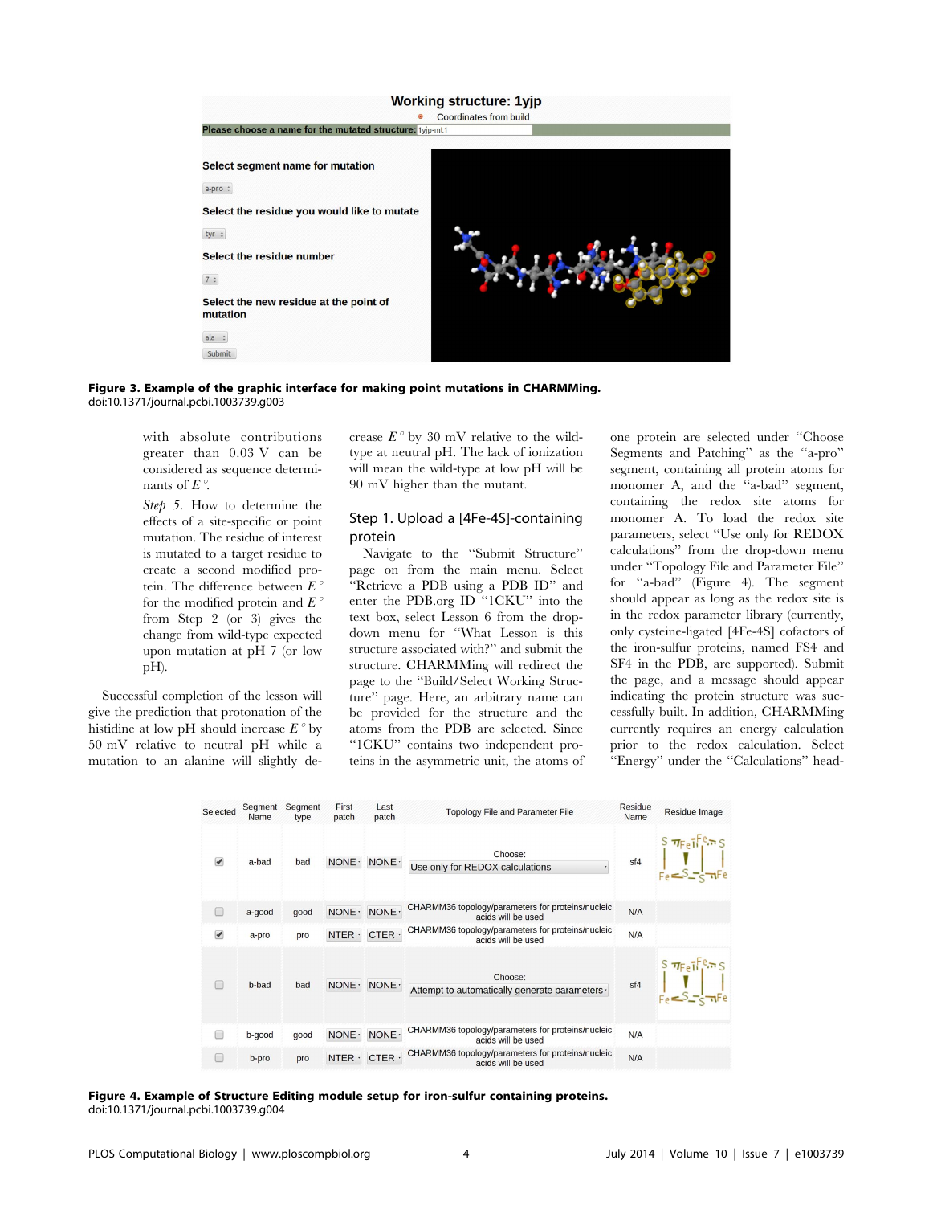**Figure 3. Example of the graphic interface for making point mutations in CHARMMing.**
doi:10.1371/journal.pcbi.1003739.g003

with absolute contributions greater than 0.03 V can be considered as sequence determinants of $E^\circ$.

*Step* 5. How to determine the effects of a site-specific or point mutation. The residue of interest is mutated to a target residue to create a second modified protein. The difference between $E^\circ$ for the modified protein and $E^\circ$ from Step 2 (or 3) gives the change from wild-type expected upon mutation at pH 7 (or low pH).

Successful completion of the lesson will give the prediction that protonation of the histidine at low pH should increase $E^\circ$ by 50 mV relative to neutral pH while a mutation to an alanine will slightly decrease $E^\circ$ by 30 mV relative to the wild-type at neutral pH. The lack of ionization will mean the wild-type at low pH will be 90 mV higher than the mutant.

## Step 1. Upload a [4Fe-4S]-containing protein

Navigate to the "Submit Structure" page on from the main menu. Select "Retrieve a PDB using a PDB ID" and enter the PDB.org ID "1CKU" into the text box, select Lesson 6 from the drop-down menu for "What Lesson is this structure associated with?" and submit the structure. CHARMMing will redirect the page to the "Build/Select Working Structure" page. Here, an arbitrary name can be provided for the structure and the atoms from the PDB are selected. Since "1CKU" contains two independent proteins in the asymmetric unit, the atoms of one protein are selected under "Choose Segments and Patching" as the "a-pro" segment, containing all protein atoms for monomer A, and the "a-bad" segment, containing the redox site atoms for monomer A. To load the redox site parameters, select "Use only for REDOX calculations" from the drop-down menu under "Topology File and Parameter File" for "a-bad" (Figure 4). The segment should appear as long as the redox site is in the redox parameter library (currently, only cysteine-ligated [4Fe-4S] cofactors of the iron-sulfur proteins, named FS4 and SF4 in the PDB, are supported). Submit the page, and a message should appear indicating the protein structure was successfully built. In addition, CHARMMing currently requires an energy calculation prior to the redox calculation. Select "Energy" under the "Calculations" head-

| Selected | Segment Name | Segment type | First patch | Last patch | Topology File and Parameter File | Residue Name | Residue Image |
|---|---|---|---|---|---|---|---|
| ✔ | a-bad | bad | NONE | NONE | Choose: Use only for REDOX calculations | sf4 | |
| ☐ | a-good | good | NONE | NONE | CHARMM36 topology/parameters for proteins/nucleic acids will be used | N/A | |
| ✔ | a-pro | pro | NTER | CTER | CHARMM36 topology/parameters for proteins/nucleic acids will be used | N/A | |
| ☐ | b-bad | bad | NONE | NONE | Choose: Attempt to automatically generate parameters | sf4 | |
| ☐ | b-good | good | NONE | NONE | CHARMM36 topology/parameters for proteins/nucleic acids will be used | N/A | |
| ☐ | b-pro | pro | NTER | CTER | CHARMM36 topology/parameters for proteins/nucleic acids will be used | N/A | |

**Figure 4. Example of Structure Editing module setup for iron-sulfur containing proteins.**
doi:10.1371/journal.pcbi.1003739.g004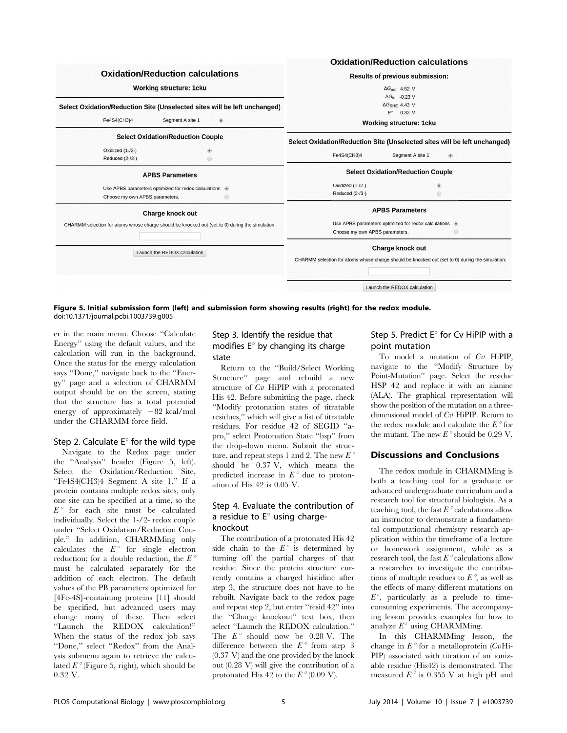**Oxidation/Reduction calculations**

**Working structure: 1cku**

**Select Oxidation/Reduction Site (Unselected sites will be left unchanged)**

Fe4S4(CH3)4 Segment A site 1

**Select Oxidation/Reduction Couple**

Oxidized (1-/2-)
Reduced (2-/3-)

**APBS Parameters**

Use APBS parameters optimized for redox calculations
Choose my own APBS parameters.

**Charge knock out**

CHARMM selection for atoms whose charge should be knocked out (set to 0) during the simulation:

Launch the REDOX calculation

**Oxidation/Reduction calculations**

**Results of previous submission:**

$\Delta G_{out}$ 4.52 V
$\Delta G_{in}$ -0.23 V
$\Delta G_{SHE}$ 4.43 V
$E°$ 0.32 V

**Working structure: 1cku**

**Select Oxidation/Reduction Site (Unselected sites will be left unchanged)**

Fe4S4(CH3)4 Segment A site 1

**Select Oxidation/Reduction Couple**

Oxidized (1-/2-)
Reduced (2-/3-)

**APBS Parameters**

Use APBS parameters optimized for redox calculations
Choose my own APBS parameters.

**Charge knock out**

CHARMM selection for atoms whose charge should be knocked out (set to 0) during the simulation:

Launch the REDOX calculation

**Figure 5. Initial submission form (left) and submission form showing results (right) for the redox module.**
doi:10.1371/journal.pcbi.1003739.g005

er in the main menu. Choose "Calculate Energy" using the default values, and the calculation will run in the background. Once the status for the energy calculation says "Done," navigate back to the "Energy" page and a selection of CHARMM output should be on the screen, stating that the structure has a total potential energy of approximately −82 kcal/mol under the CHARMM force field.

### Step 2. Calculate E° for the wild type

Navigate to the Redox page under the "Analysis" header (Figure 5, left). Select the Oxidation/Reduction Site, "Fe4S4(CH3)4 Segment A site 1." If a protein contains multiple redox sites, only one site can be specified at a time, so the $E°$ for each site must be calculated individually. Select the 1-/2- redox couple under "Select Oxidation/Reduction Couple." In addition, CHARMMing only calculates the $E°$ for single electron reduction; for a double reduction, the $E°$ must be calculated separately for the addition of each electron. The default values of the PB parameters optimized for [4Fe-4S]-containing proteins [11] should be specified, but advanced users may change many of these. Then select "Launch the REDOX calculation!" When the status of the redox job says "Done," select "Redox" from the Analysis submenu again to retrieve the calculated $E°$ (Figure 5, right), which should be 0.32 V.

### Step 3. Identify the residue that modifies E° by changing its charge state

Return to the "Build/Select Working Structure" page and rebuild a new structure of *Cv* HiPIP with a protonated His 42. Before submitting the page, check "Modify protonation states of titratable residues," which will give a list of titratable residues. For residue 42 of SEGID "a-pro," select Protonation State "hsp" from the drop-down menu. Submit the structure, and repeat steps 1 and 2. The new $E°$ should be 0.37 V, which means the predicted increase in $E°$ due to protonation of His 42 is 0.05 V.

### Step 4. Evaluate the contribution of a residue to E° using charge-knockout

The contribution of a protonated His 42 side chain to the $E°$ is determined by turning off the partial charges of that residue. Since the protein structure currently contains a charged histidine after step 3, the structure does not have to be rebuilt. Navigate back to the redox page and repeat step 2, but enter "resid 42" into the "Charge knockout" text box, then select "Launch the REDOX calculation." The $E°$ should now be 0.28 V. The difference between the $E°$ from step 3 (0.37 V) and the one provided by the knock out (0.28 V) will give the contribution of a protonated His 42 to the $E°$ (0.09 V).

### Step 5. Predict E° for Cv HiPIP with a point mutation

To model a mutation of *Cv* HiPIP, navigate to the "Modify Structure by Point-Mutation" page. Select the residue HSP 42 and replace it with an alanine (ALA). The graphical representation will show the position of the mutation on a three-dimensional model of *Cv* HiPIP. Return to the redox module and calculate the $E°$ for the mutant. The new $E°$ should be 0.29 V.

## Discussions and Conclusions

The redox module in CHARMMing is both a teaching tool for a graduate or advanced undergraduate curriculum and a research tool for structural biologists. As a teaching tool, the fast $E°$ calculations allow an instructor to demonstrate a fundamental computational chemistry research application within the timeframe of a lecture or homework assignment, while as a research tool, the fast $E°$ calculations allow a researcher to investigate the contributions of multiple residues to $E°$, as well as the effects of many different mutations on $E°$, particularly as a prelude to time-consuming experiments. The accompanying lesson provides examples for how to analyze $E°$ using CHARMMing.

In this CHARMMing lesson, the change in $E°$ for a metalloprotein (*Cv*HiPIP) associated with titration of an ionizable residue (His42) is demonstrated. The measured $E°$ is 0.355 V at high pH and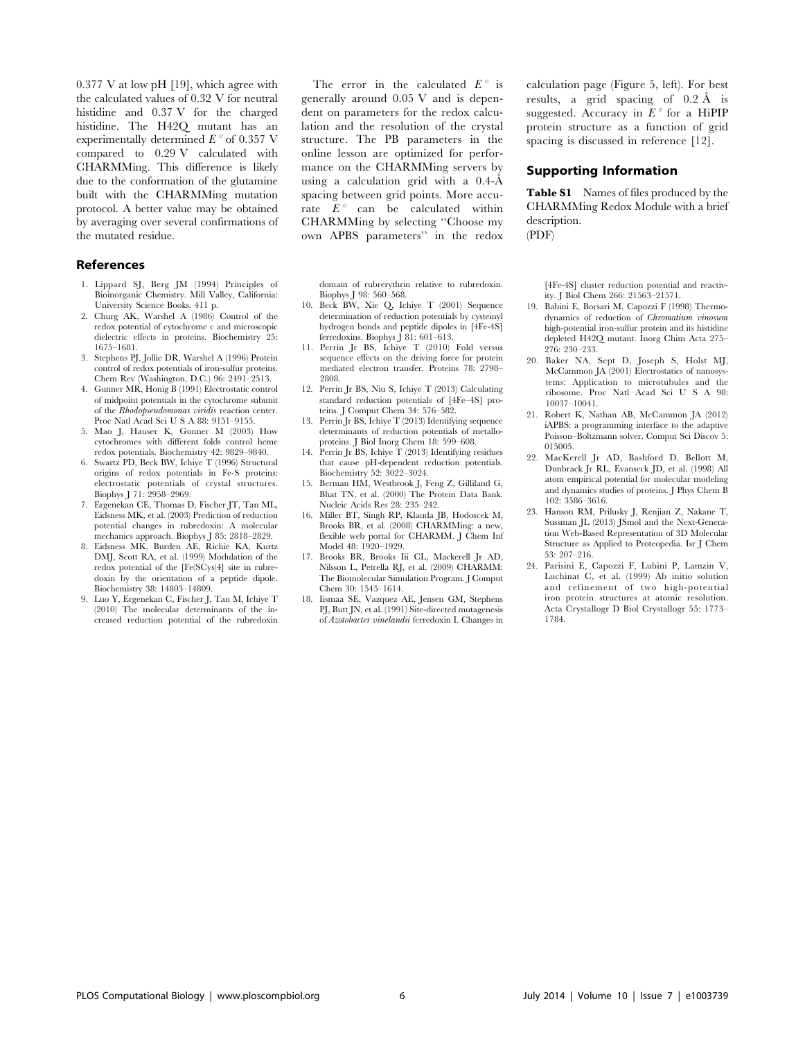0.377 V at low pH [19], which agree with the calculated values of 0.32 V for neutral histidine and 0.37 V for the charged histidine. The H42Q mutant has an experimentally determined $E^\circ$ of 0.357 V compared to 0.29 V calculated with CHARMMing. This difference is likely due to the conformation of the glutamine built with the CHARMMing mutation protocol. A better value may be obtained by averaging over several confirmations of the mutated residue.

The error in the calculated $E^\circ$ is generally around 0.05 V and is dependent on parameters for the redox calculation and the resolution of the crystal structure. The PB parameters in the online lesson are optimized for performance on the CHARMMing servers by using a calculation grid with a 0.4-Å spacing between grid points. More accurate $E^\circ$ can be calculated within CHARMMing by selecting "Choose my own APBS parameters" in the redox calculation page (Figure 5, left). For best results, a grid spacing of 0.2 Å is suggested. Accuracy in $E^\circ$ for a HiPIP protein structure as a function of grid spacing is discussed in reference [12].

## Supporting Information

**Table S1** Names of files produced by the CHARMMing Redox Module with a brief description.
(PDF)

## References

1. Lippard SJ, Berg JM (1994) Principles of Bioinorganic Chemistry. Mill Valley, California: University Science Books. 411 p.
2. Churg AK, Warshel A (1986) Control of the redox potential of cytochrome c and microscopic dielectric effects in proteins. Biochemistry 25: 1675–1681.
3. Stephens PJ, Jollie DR, Warshel A (1996) Protein control of redox potentials of iron-sulfur proteins. Chem Rev (Washington, D.C.) 96: 2491–2513.
4. Gunner MR, Honig B (1991) Electrostatic control of midpoint potentials in the cytochrome subunit of the *Rhodopseudomonas viridis* reaction center. Proc Natl Acad Sci U S A 88: 9151–9155.
5. Mao J, Hauser K, Gunner M (2003) How cytochromes with different folds control heme redox potentials. Biochemistry 42: 9829–9840.
6. Swartz PD, Beck BW, Ichiye T (1996) Structural origins of redox potentials in Fe-S proteins: electrostatic potentials of crystal structures. Biophys J 71: 2958–2969.
7. Ergenekan CE, Thomas D, Fischer JT, Tan ML, Eidsness MK, et al. (2003) Prediction of reduction potential changes in rubredoxin: A molecular mechanics approach. Biophys J 85: 2818–2829.
8. Eidsness MK, Burden AE, Richie KA, Kurtz DMJ, Scott RA, et al. (1999) Modulation of the redox potential of the [Fe(SCys)4] site in rubredoxin by the orientation of a peptide dipole. Biochemistry 38: 14803–14809.
9. Luo Y, Ergenekan C, Fischer J, Tan M, Ichiye T (2010) The molecular determinants of the increased reduction potential of the rubredoxin domain of rubrerythrin relative to rubredoxin. Biophys J 98: 560–568.
10. Beck BW, Xie Q, Ichiye T (2001) Sequence determination of reduction potentials by cysteinyl hydrogen bonds and peptide dipoles in [4Fe-4S] ferredoxins. Biophys J 81: 601–613.
11. Perrin Jr BS, Ichiye T (2010) Fold versus sequence effects on the driving force for protein mediated electron transfer. Proteins 78: 2798–2808.
12. Perrin Jr BS, Niu S, Ichiye T (2013) Calculating standard reduction potentials of [4Fe–4S] proteins. J Comput Chem 34: 576–582.
13. Perrin Jr BS, Ichiye T (2013) Identifying sequence determinants of reduction potentials of metalloproteins. J Biol Inorg Chem 18: 599–608.
14. Perrin Jr BS, Ichiye T (2013) Identifying residues that cause pH-dependent reduction potentials. Biochemistry 52: 3022–3024.
15. Berman HM, Westbrook J, Feng Z, Gilliland G, Bhat TN, et al. (2000) The Protein Data Bank. Nucleic Acids Res 28: 235–242.
16. Miller BT, Singh RP, Klauda JB, Hodoscek M, Brooks BR, et al. (2008) CHARMMing: a new, flexible web portal for CHARMM. J Chem Inf Model 48: 1920–1929.
17. Brooks BR, Brooks Iii CL, Mackerell Jr AD, Nilsson L, Petrella RJ, et al. (2009) CHARMM: The Biomolecular Simulation Program. J Comput Chem 30: 1545–1614.
18. Iismaa SE, Vazquez AE, Jensen GM, Stephens PJ, Butt JN, et al. (1991) Site-directed mutagenesis of *Azotobacter vinelandii* ferredoxin I. Changes in [4Fe-4S] cluster reduction potential and reactivity. J Biol Chem 266: 21563–21571.
19. Babini E, Borsari M, Capozzi F (1998) Thermodynamics of reduction of *Chromatium vinosum* high-potential iron-sulfur protein and its histidine depleted H42Q mutant. Inorg Chim Acta 275–276: 230–233.
20. Baker NA, Sept D, Joseph S, Holst MJ, McCammon JA (2001) Electrostatics of nanosystems: Application to microtubules and the ribosome. Proc Natl Acad Sci U S A 98: 10037–10041.
21. Robert K, Nathan AB, McCammon JA (2012) iAPBS: a programming interface to the adaptive Poisson–Boltzmann solver. Comput Sci Discov 5: 015005.
22. MacKerell Jr AD, Bashford D, Bellott M, Dunbrack Jr RL, Evanseck JD, et al. (1998) All atom empirical potential for molecular modeling and dynamics studies of proteins. J Phys Chem B 102: 3586–3616.
23. Hanson RM, Prilusky J, Renjian Z, Nakane T, Sussman JL (2013) JSmol and the Next-Generation Web-Based Representation of 3D Molecular Structure as Applied to Proteopedia. Isr J Chem 53: 207–216.
24. Parisini E, Capozzi F, Lubini P, Lamzin V, Luchinat C, et al. (1999) Ab initio solution and refinement of two high-potential iron protein structures at atomic resolution. Acta Crystallogr D Biol Crystallogr 55: 1773–1784.